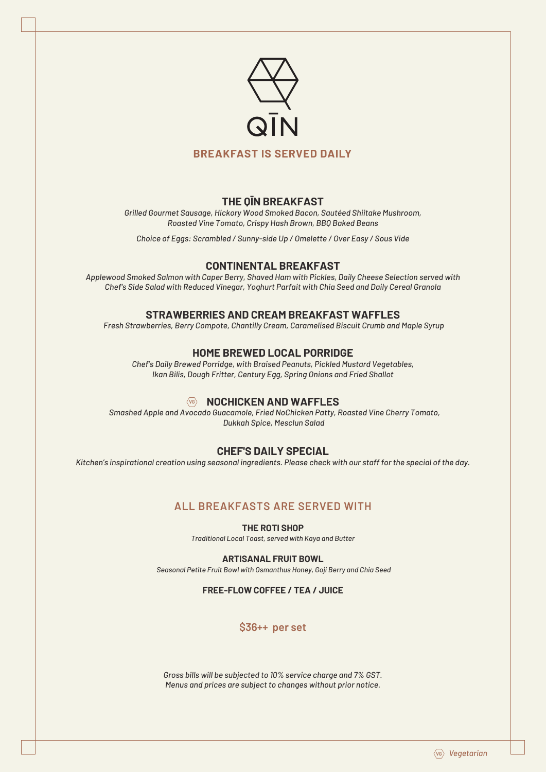# QĪN

## BREAKFAST IS SERVED DAILY

### THE QĪN BREAKFAST

*Grilled Gourmet Sausage, Hickory Wood Smoked Bacon, Sautéed Shiitake Mushroom, Roasted Vine Tomato, Crispy Hash Brown, BBQ Baked Beans*

*Choice of Eggs: Scrambled / Sunny-side Up / Omelette / Over Easy / Sous Vide*

### CONTINENTAL BREAKFAST

*Applewood Smoked Salmon with Caper Berry, Shaved Ham with Pickles, Daily Cheese Selection served with Chef's Side Salad with Reduced Vinegar, Yoghurt Parfait with Chia Seed and Daily Cereal Granola*

### STRAWBERRIES AND CREAM BREAKFAST WAFFLES

*Fresh Strawberries, Berry Compote, Chantilly Cream, Caramelised Biscuit Crumb and Maple Syrup*

### HOME BREWED LOCAL PORRIDGE

*Chef's Daily Brewed Porridge, with Braised Peanuts, Pickled Mustard Vegetables, Ikan Bilis, Dough Fritter, Century Egg, Spring Onions and Fried Shallot*

### (VG) NOCHICKEN AND WAFFLES

*Smashed Apple and Avocado Guacamole, Fried NoChicken Patty, Roasted Vine Cherry Tomato, Dukkah Spice, Mesclun Salad*

### CHEF'S DAILY SPECIAL

*Kitchen's inspirational creation using seasonal ingredients. Please check with our staff for the special of the day.*

## ALL BREAKFASTS ARE SERVED WITH

**THE ROTI SHOP**

*Traditional Local Toast, served with Kaya and Butter*

**ARTISANAL FRUIT BOWL**

*Seasonal Petite Fruit Bowl with Osmanthus Honey, Goji Berry and Chia Seed*

**FREE-FLOW COFFEE / TEA / JUICE**

**$36++ per set**

*Gross bills will be subjected to 10% service charge and 7% GST.*
*Menus and prices are subject to changes without prior notice.*

(VG) *Vegetarian*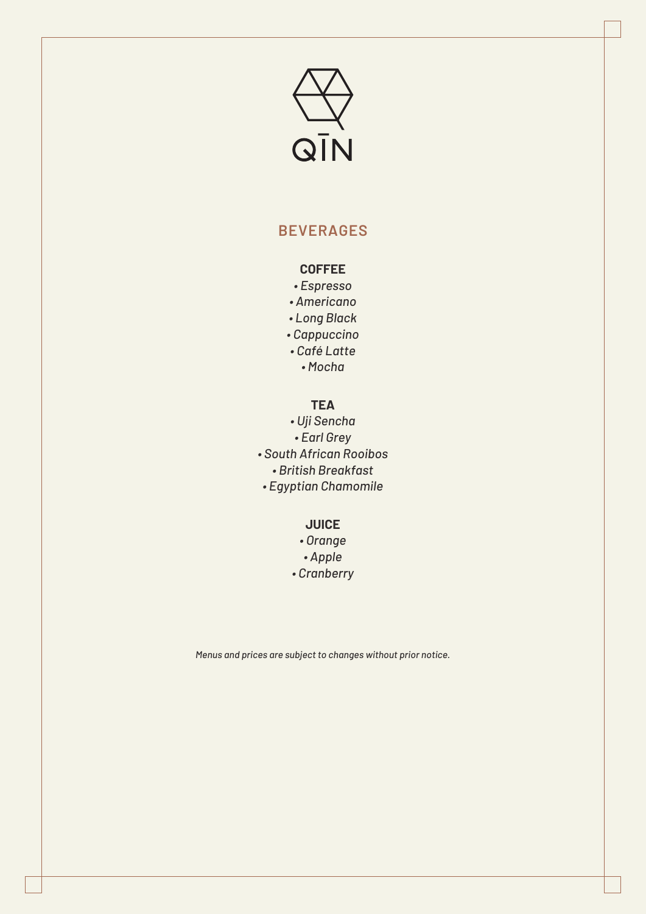QĪN

## BEVERAGES

### COFFEE

- *Espresso*
- *Americano*
- *Long Black*
- *Cappuccino*
- *Café Latte*
- *Mocha*

### TEA

- *Uji Sencha*
- *Earl Grey*
- *South African Rooibos*
- *British Breakfast*
- *Egyptian Chamomile*

### JUICE

- *Orange*
- *Apple*
- *Cranberry*

*Menus and prices are subject to changes without prior notice.*